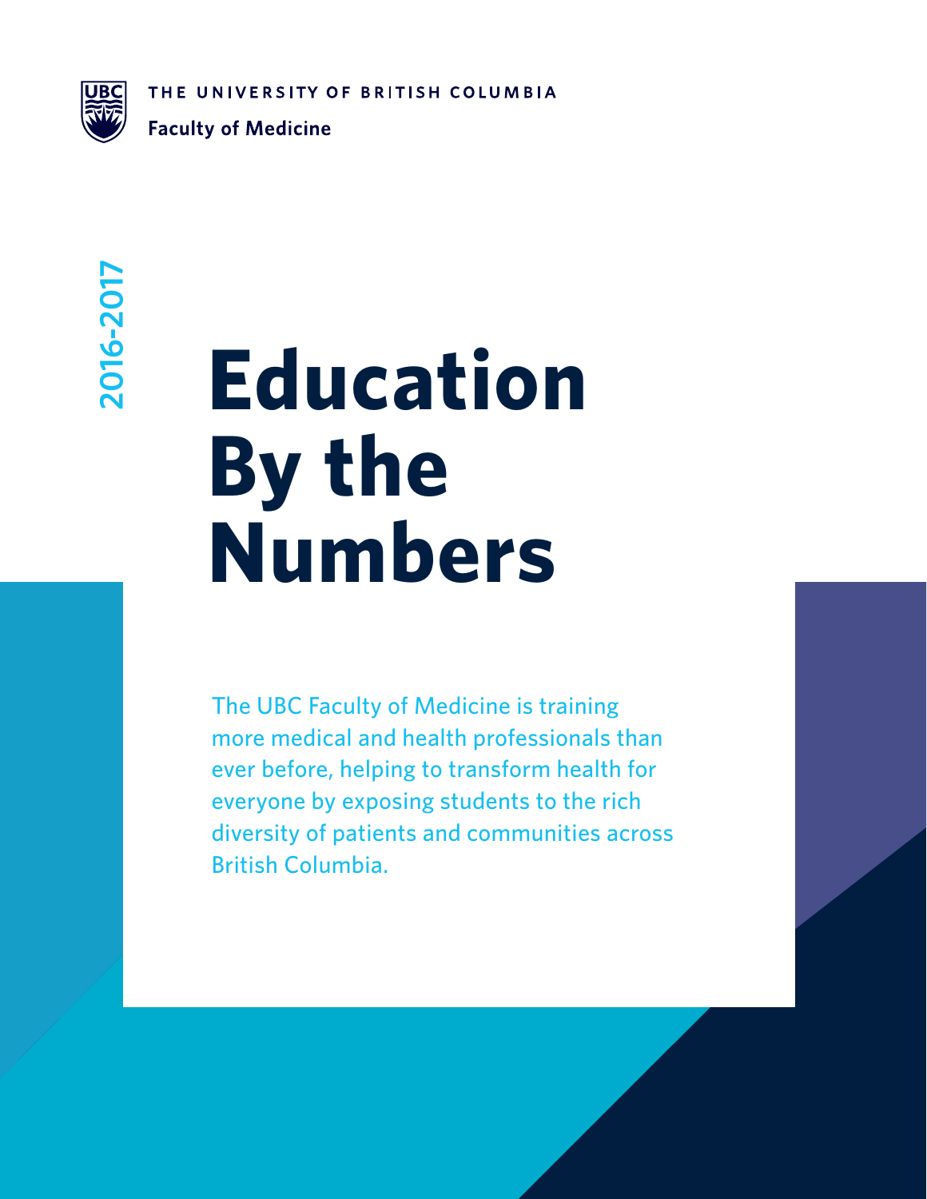THE UNIVERSITY OF BRITISH COLUMBIA

Faculty of Medicine

2016-2017

# Education By the Numbers

The UBC Faculty of Medicine is training more medical and health professionals than ever before, helping to transform health for everyone by exposing students to the rich diversity of patients and communities across British Columbia.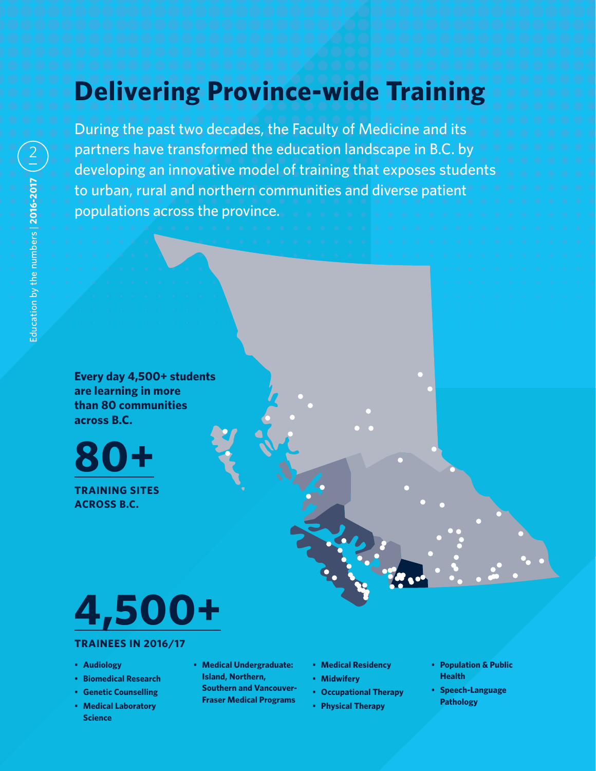# Delivering Province-wide Training

During the past two decades, the Faculty of Medicine and its partners have transformed the education landscape in B.C. by developing an innovative model of training that exposes students to urban, rural and northern communities and diverse patient populations across the province.

**Every day 4,500+ students are learning in more than 80 communities across B.C.**

**80+**

**TRAINING SITES ACROSS B.C.**

**4,500+**

**TRAINEES IN 2016/17**

- **Audiology**
- **Biomedical Research**
- **Genetic Counselling**
- **Medical Laboratory Science**
- **Medical Undergraduate: Island, Northern, Southern and Vancouver-Fraser Medical Programs**
- **Medical Residency**
- **Midwifery**
- **Occupational Therapy**
- **Physical Therapy**
- **Population & Public Health**
- **Speech-Language Pathology**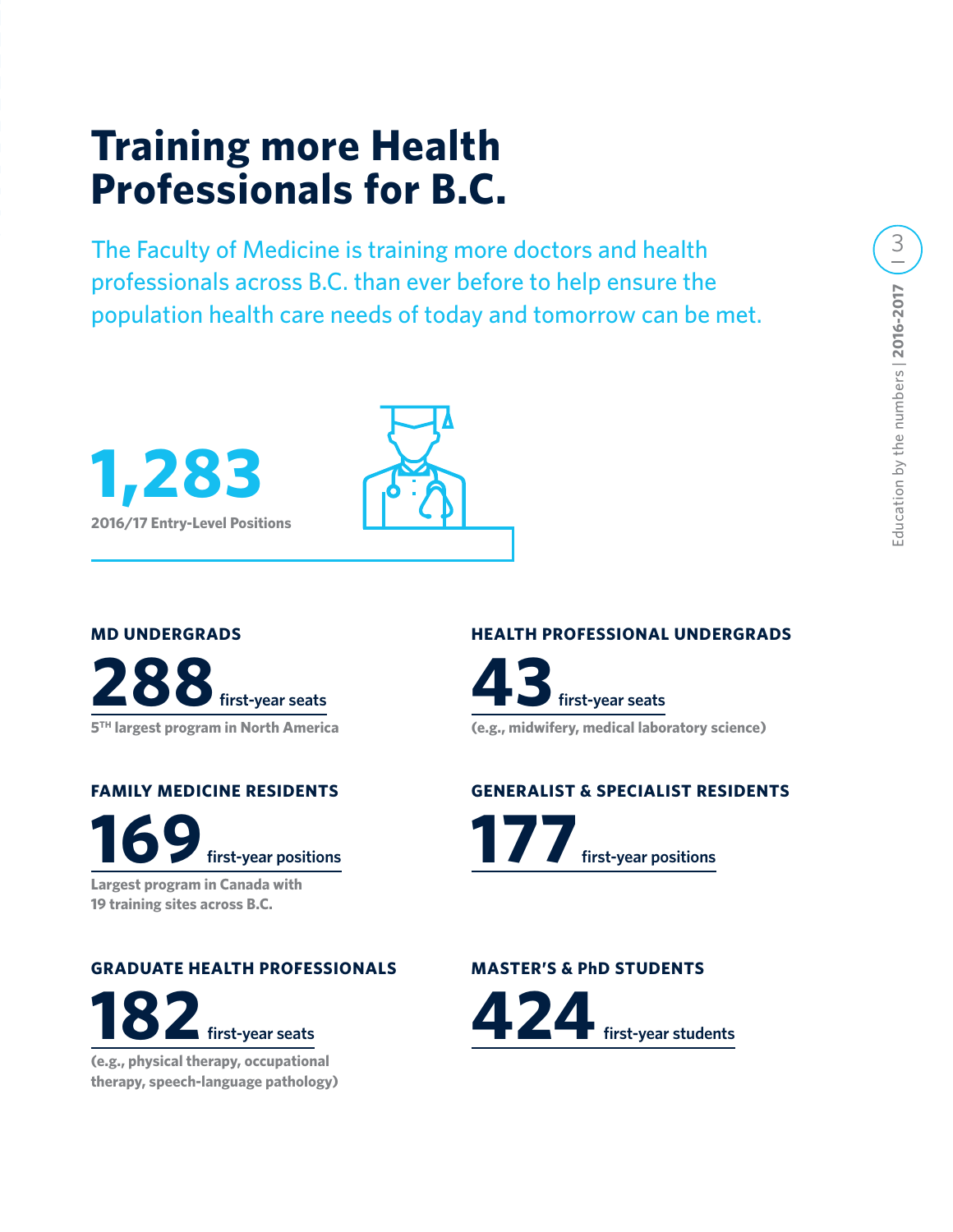# Training more Health Professionals for B.C.

The Faculty of Medicine is training more doctors and health professionals across B.C. than ever before to help ensure the population health care needs of today and tomorrow can be met.

**1,283**
**2016/17 Entry-Level Positions**

### MD UNDERGRADS

**288** first-year seats

5[TH] largest program in North America

### HEALTH PROFESSIONAL UNDERGRADS

**43** first-year seats

(e.g., midwifery, medical laboratory science)

### FAMILY MEDICINE RESIDENTS

**169** first-year positions

Largest program in Canada with 19 training sites across B.C.

### GENERALIST & SPECIALIST RESIDENTS

**177** first-year positions

### GRADUATE HEALTH PROFESSIONALS

**182** first-year seats

(e.g., physical therapy, occupational therapy, speech-language pathology)

### MASTER'S & PhD STUDENTS

**424** first-year students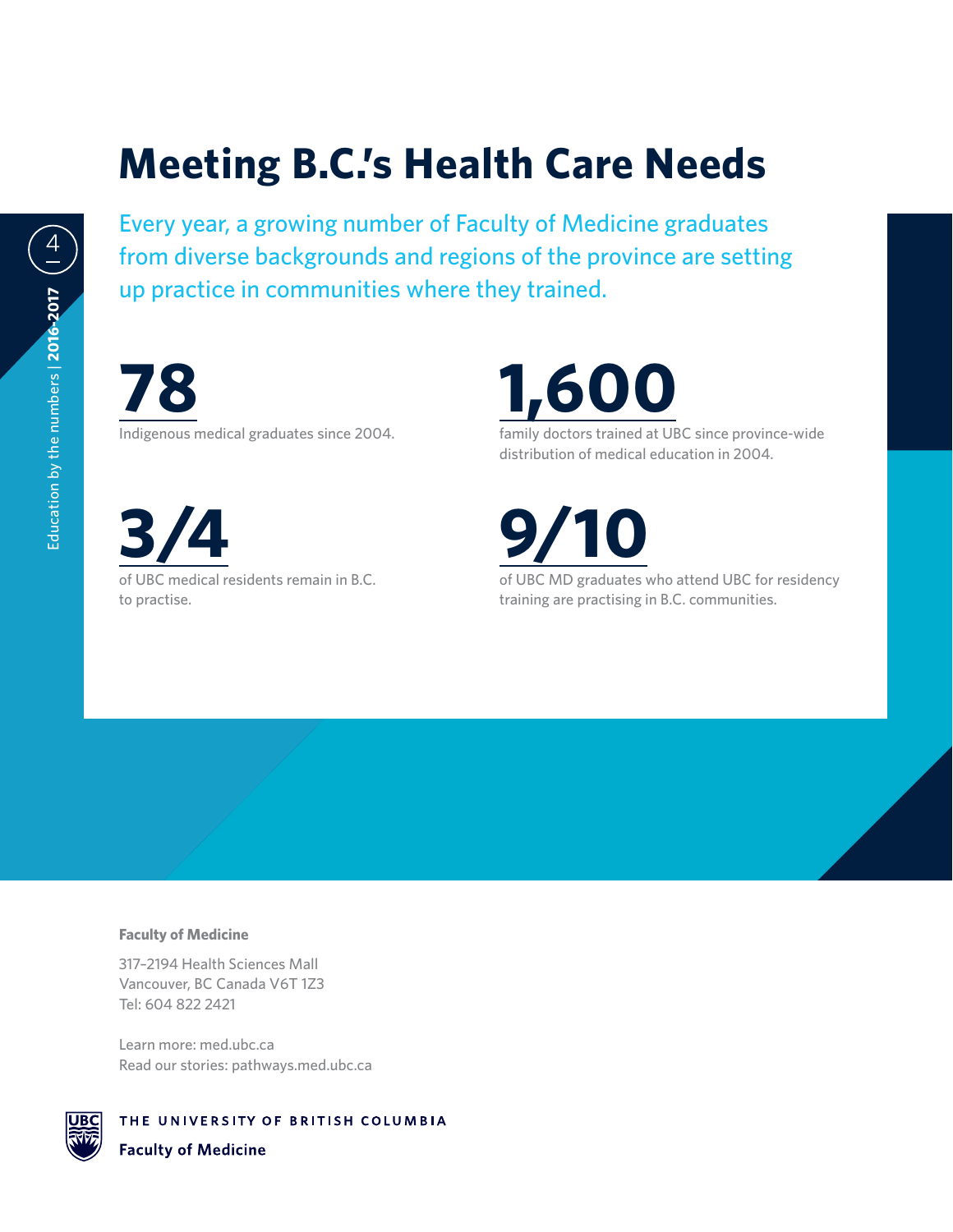# Meeting B.C.'s Health Care Needs

Every year, a growing number of Faculty of Medicine graduates from diverse backgrounds and regions of the province are setting up practice in communities where they trained.

**78**

Indigenous medical graduates since 2004.

**1,600**

family doctors trained at UBC since province-wide distribution of medical education in 2004.

**3/4**

of UBC medical residents remain in B.C. to practise.

**9/10**

of UBC MD graduates who attend UBC for residency training are practising in B.C. communities.

**Faculty of Medicine**

317–2194 Health Sciences Mall
Vancouver, BC Canada V6T 1Z3
Tel: 604 822 2421

Learn more: med.ubc.ca
Read our stories: pathways.med.ubc.ca

THE UNIVERSITY OF BRITISH COLUMBIA

Faculty of Medicine